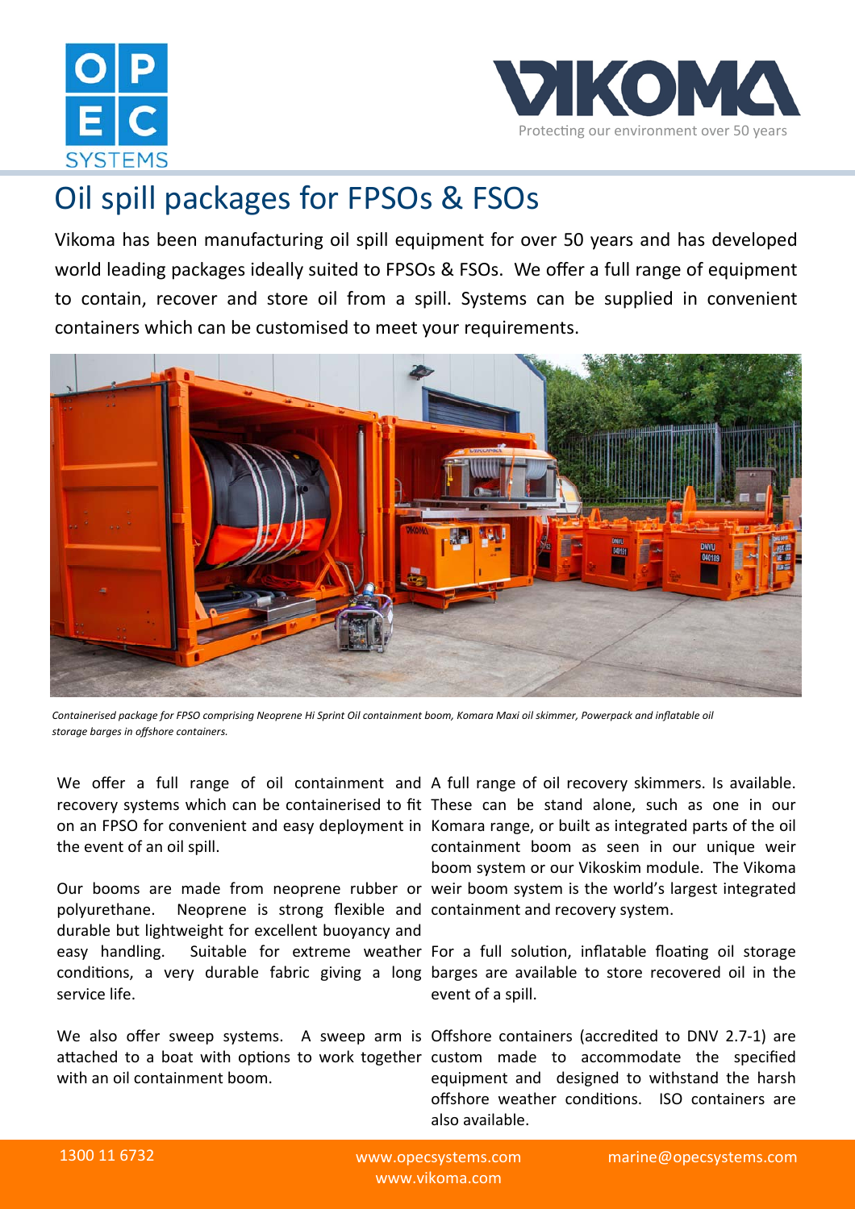# Oil spill packages for FPSOs & FSOs

Vikoma has been manufacturing oil spill equipment for over 50 years and has developed world leading packages ideally suited to FPSOs & FSOs. We offer a full range of equipment to contain, recover and store oil from a spill. Systems can be supplied in convenient containers which can be customised to meet your requirements.

*Containerised package for FPSO comprising Neoprene Hi Sprint Oil containment boom, Komara Maxi oil skimmer, Powerpack and inflatable oil storage barges in offshore containers.*

We offer a full range of oil containment and recovery systems which can be containerised to fit on an FPSO for convenient and easy deployment in the event of an oil spill.

Our booms are made from neoprene rubber or polyurethane. Neoprene is strong flexible and durable but lightweight for excellent buoyancy and easy handling. Suitable for extreme weather conditions, a very durable fabric giving a long service life.

We also offer sweep systems. A sweep arm is attached to a boat with options to work together with an oil containment boom.

A full range of oil recovery skimmers. Is available. These can be stand alone, such as one in our Komara range, or built as integrated parts of the oil containment boom as seen in our unique weir boom system or our Vikoskim module. The Vikoma weir boom system is the world's largest integrated containment and recovery system.

For a full solution, inflatable floating oil storage barges are available to store recovered oil in the event of a spill.

Offshore containers (accredited to DNV 2.7-1) are custom made to accommodate the specified equipment and designed to withstand the harsh offshore weather conditions. ISO containers are also available.

1300 11 6732 | www.opecsystems.com | www.vikoma.com | marine@opecsystems.com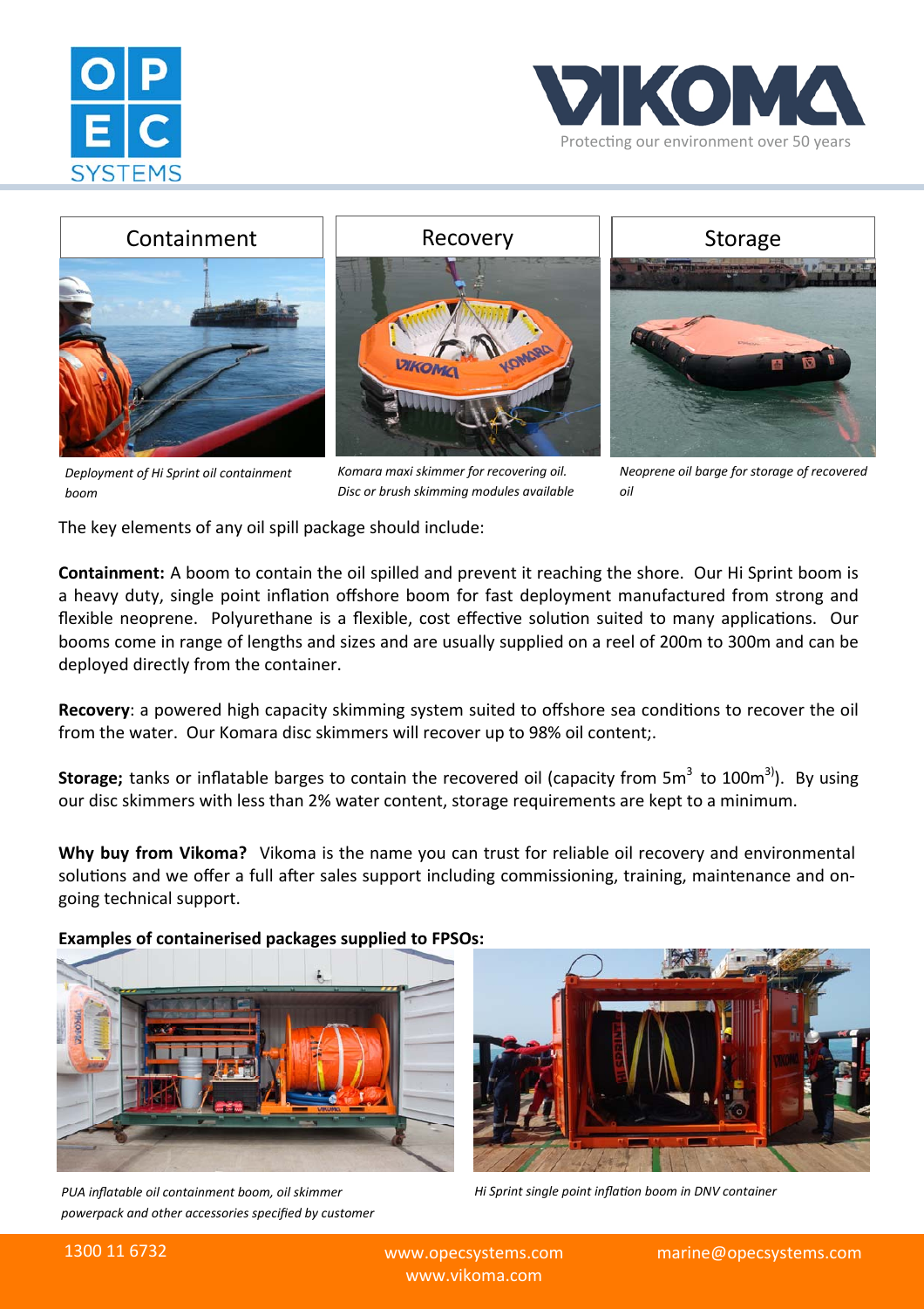Protecting our environment over 50 years

| Containment | Recovery | Storage |
| --- | --- | --- |
| *Deployment of Hi Sprint oil containment boom* | *Komara maxi skimmer for recovering oil. Disc or brush skimming modules available* | *Neoprene oil barge for storage of recovered oil* |

The key elements of any oil spill package should include:

**Containment:** A boom to contain the oil spilled and prevent it reaching the shore. Our Hi Sprint boom is a heavy duty, single point inflation offshore boom for fast deployment manufactured from strong and flexible neoprene. Polyurethane is a flexible, cost effective solution suited to many applications. Our booms come in range of lengths and sizes and are usually supplied on a reel of 200m to 300m and can be deployed directly from the container.

**Recovery**: a powered high capacity skimming system suited to offshore sea conditions to recover the oil from the water. Our Komara disc skimmers will recover up to 98% oil content;.

**Storage;** tanks or inflatable barges to contain the recovered oil (capacity from $5m^3$ to $100m^3$). By using our disc skimmers with less than 2% water content, storage requirements are kept to a minimum.

**Why buy from Vikoma?** Vikoma is the name you can trust for reliable oil recovery and environmental solutions and we offer a full after sales support including commissioning, training, maintenance and on-going technical support.

**Examples of containerised packages supplied to FPSOs:**

*PUA inflatable oil containment boom, oil skimmer powerpack and other accessories specified by customer*

*Hi Sprint single point inflation boom in DNV container*

1300 11 6732

www.opecsystems.com
www.vikoma.com

marine@opecsystems.com